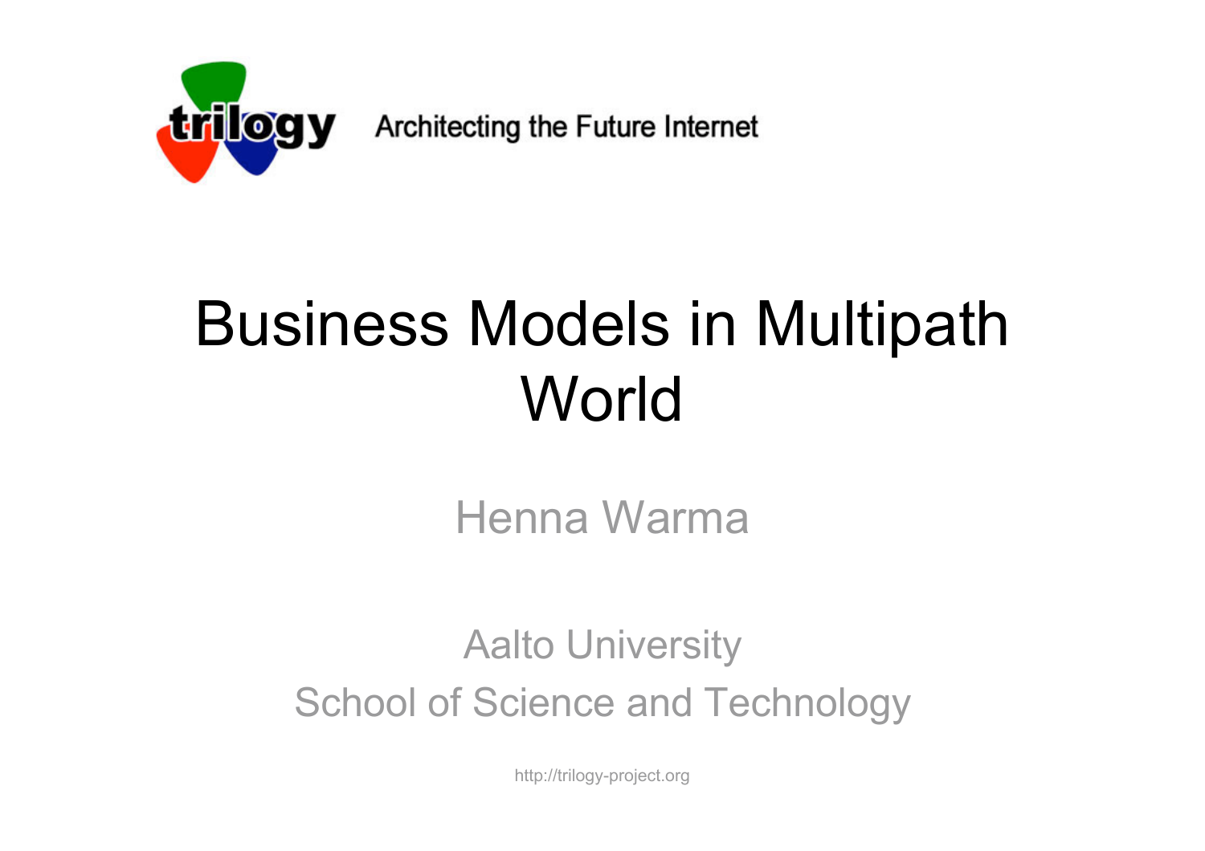trilogy Architecting the Future Internet

# Business Models in Multipath World

Henna Warma

Aalto University

School of Science and Technology

http://trilogy-project.org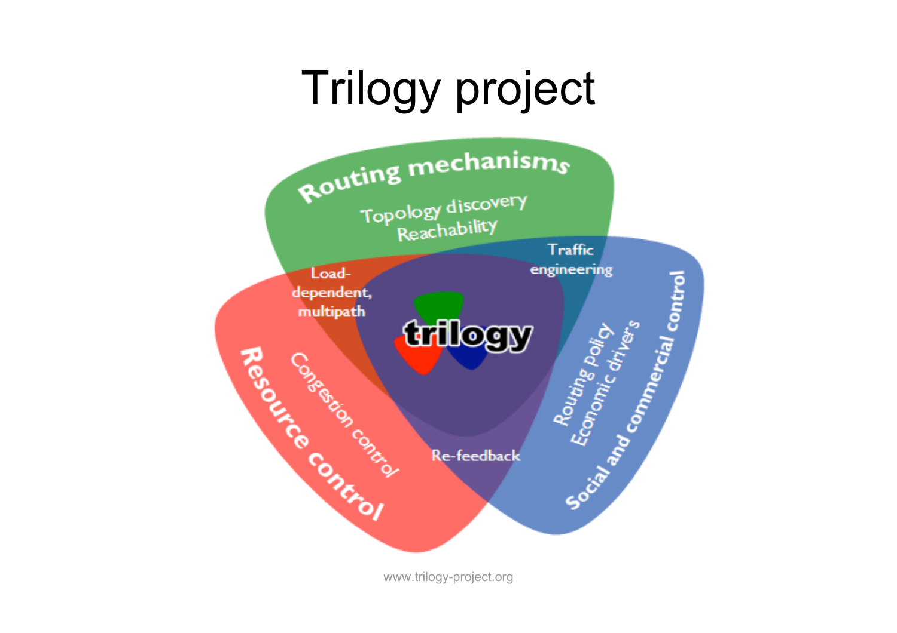# Trilogy project

Routing mechanisms

Topology discovery
Reachability

Traffic engineering

Load-dependent, multipath

trilogy

Resource control

Congestion control

Re-feedback

Social and commercial control

Routing policy
Economic drivers

www.trilogy-project.org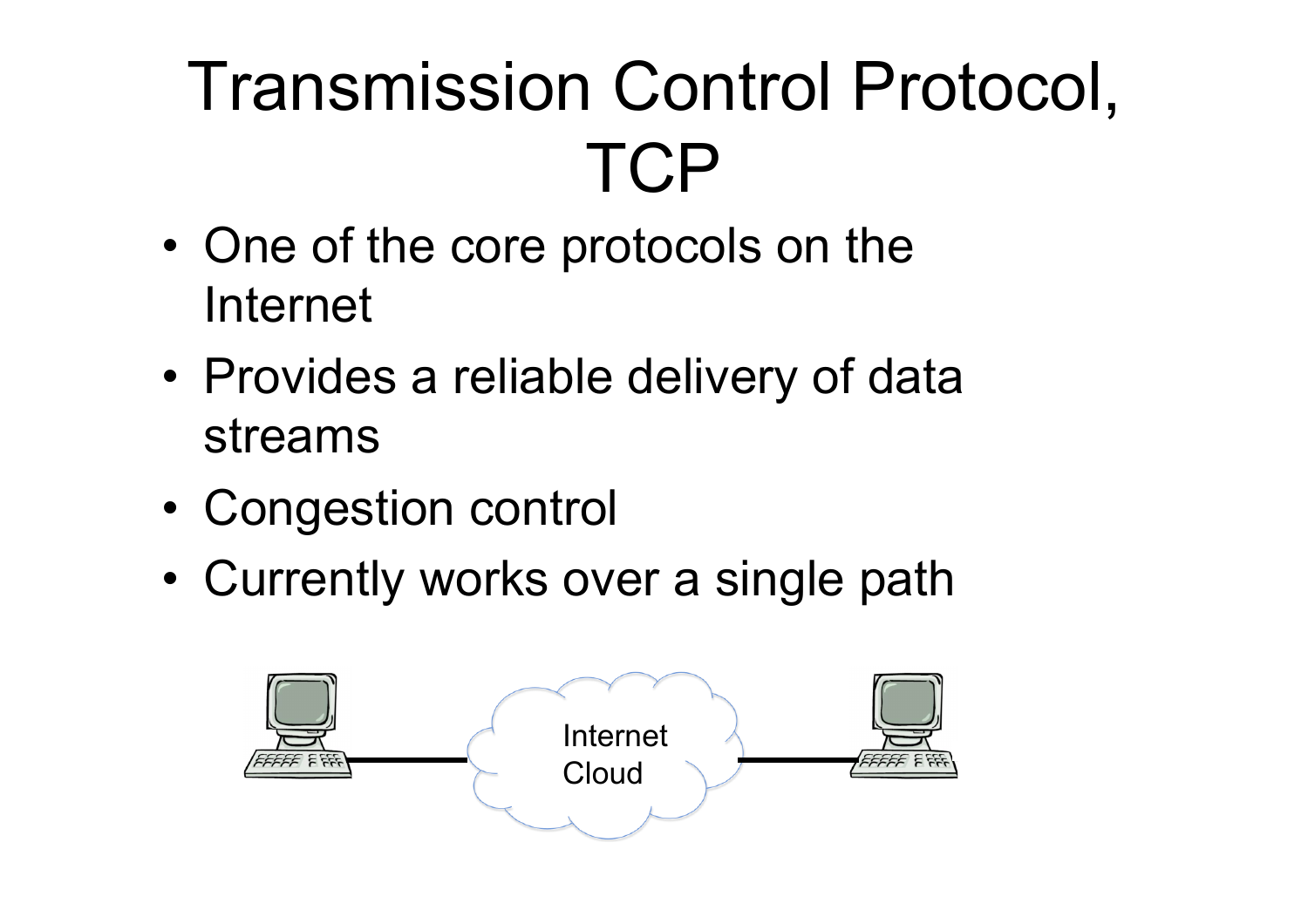# Transmission Control Protocol, TCP

- One of the core protocols on the Internet
- Provides a reliable delivery of data streams
- Congestion control
- Currently works over a single path

Internet Cloud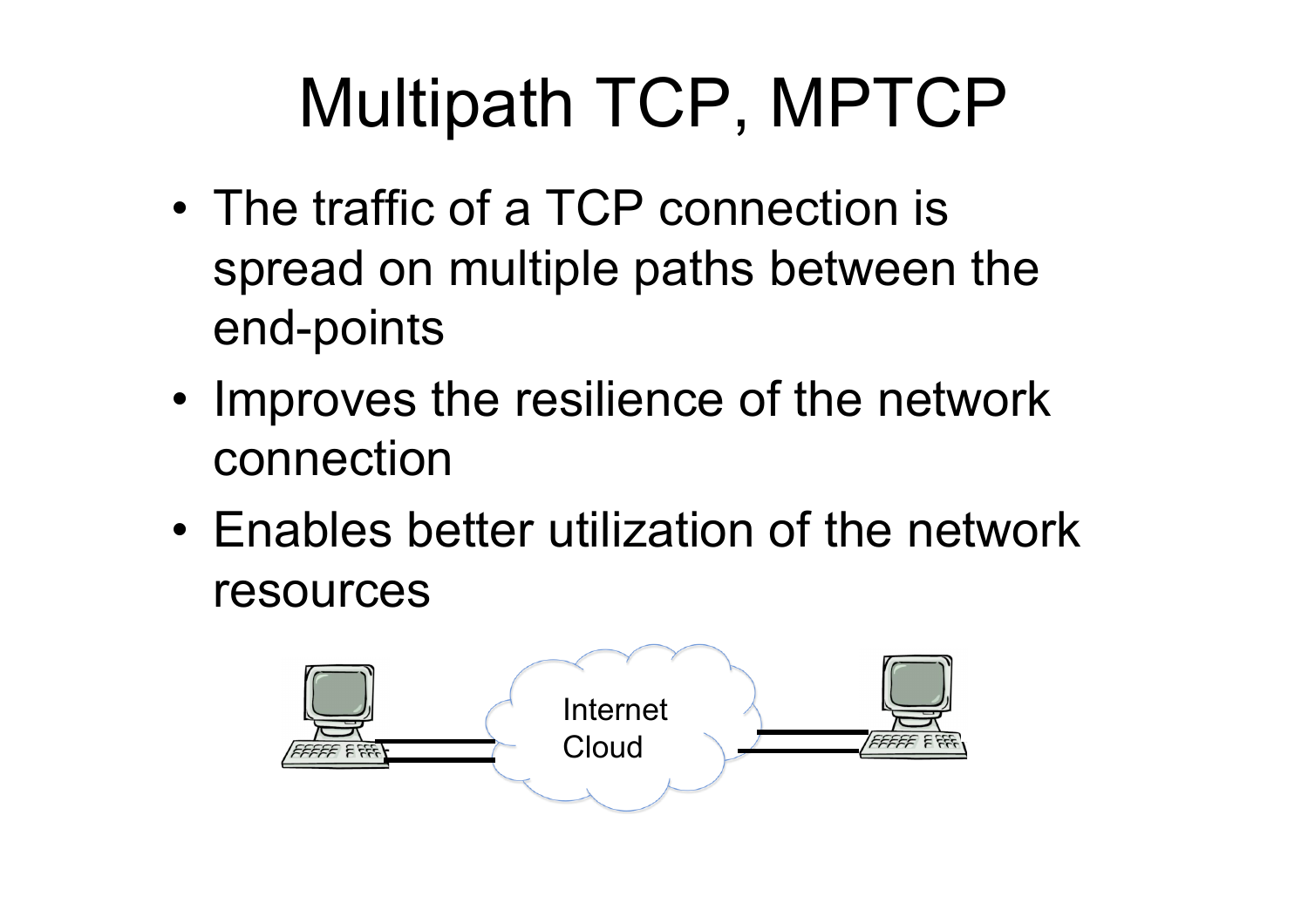# Multipath TCP, MPTCP

- The traffic of a TCP connection is spread on multiple paths between the end-points
- Improves the resilience of the network connection
- Enables better utilization of the network resources

Internet Cloud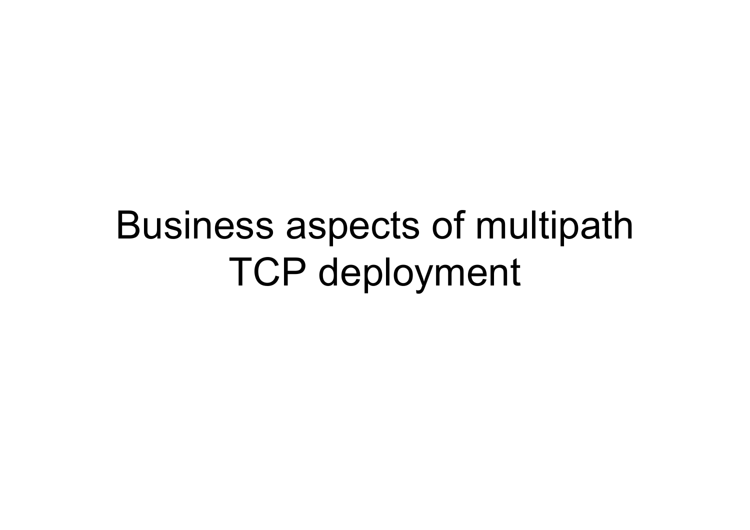# Business aspects of multipath TCP deployment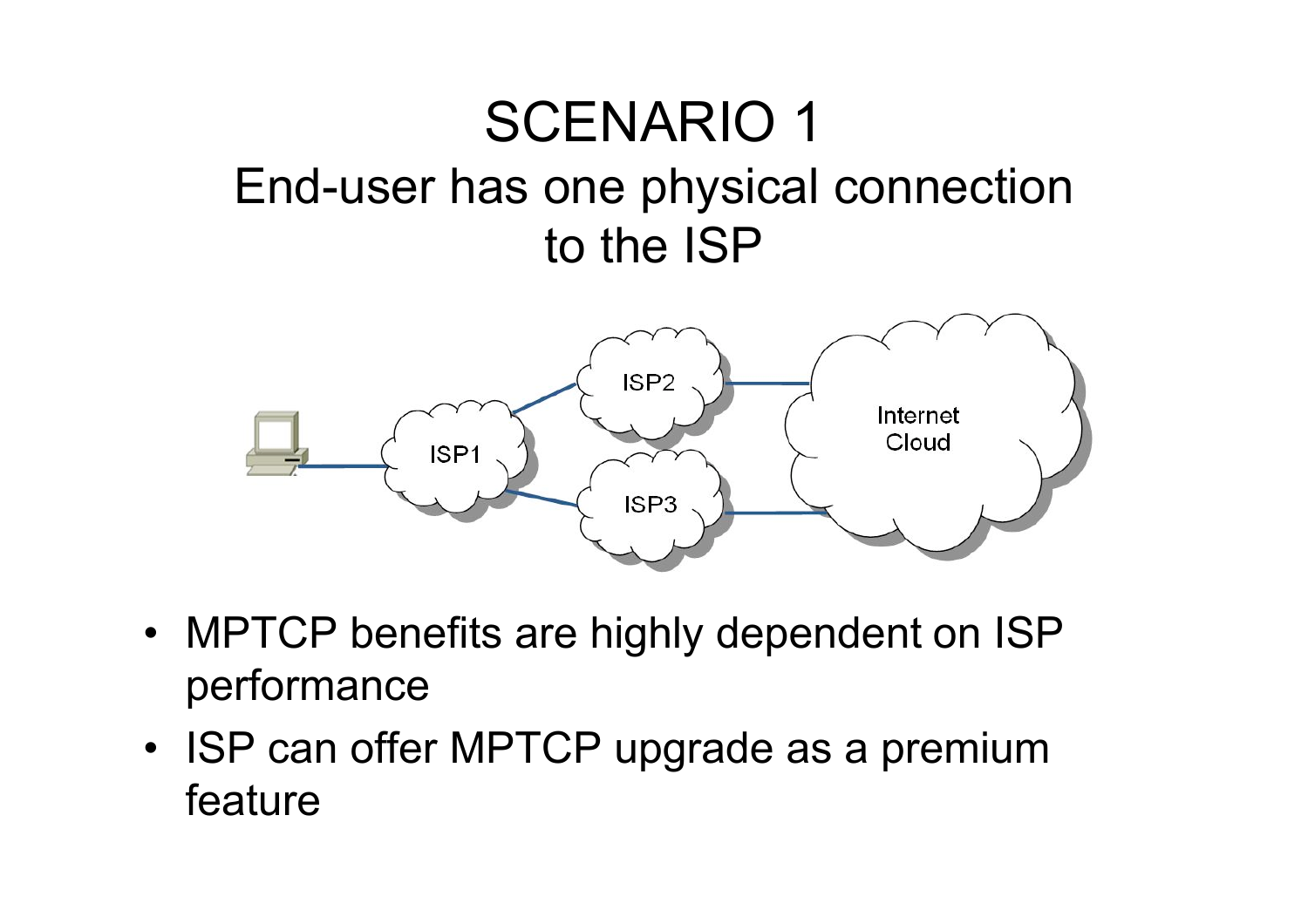# SCENARIO 1

## End-user has one physical connection to the ISP

- MPTCP benefits are highly dependent on ISP performance
- ISP can offer MPTCP upgrade as a premium feature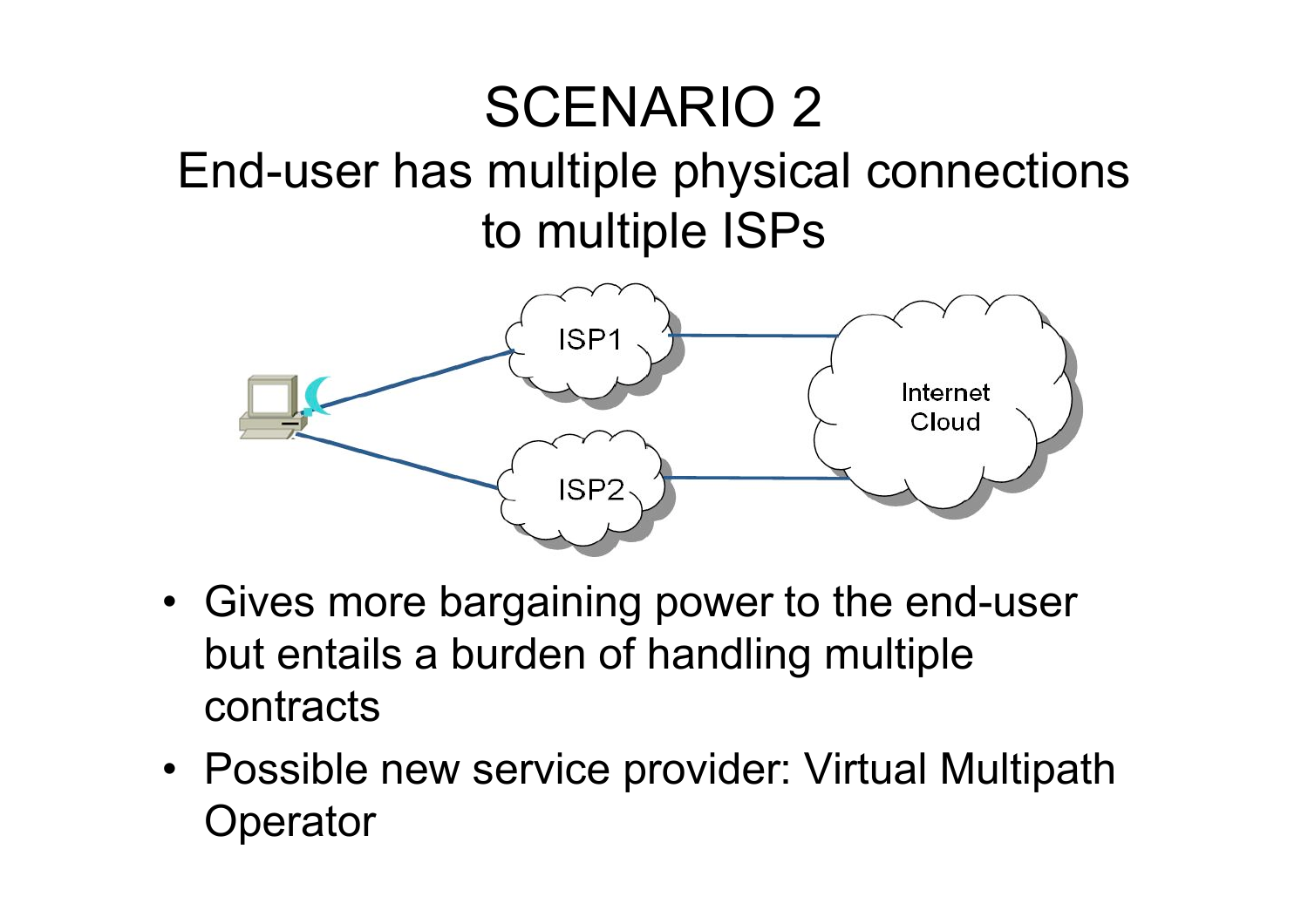# SCENARIO 2

## End-user has multiple physical connections to multiple ISPs

- Gives more bargaining power to the end-user but entails a burden of handling multiple contracts
- Possible new service provider: Virtual Multipath Operator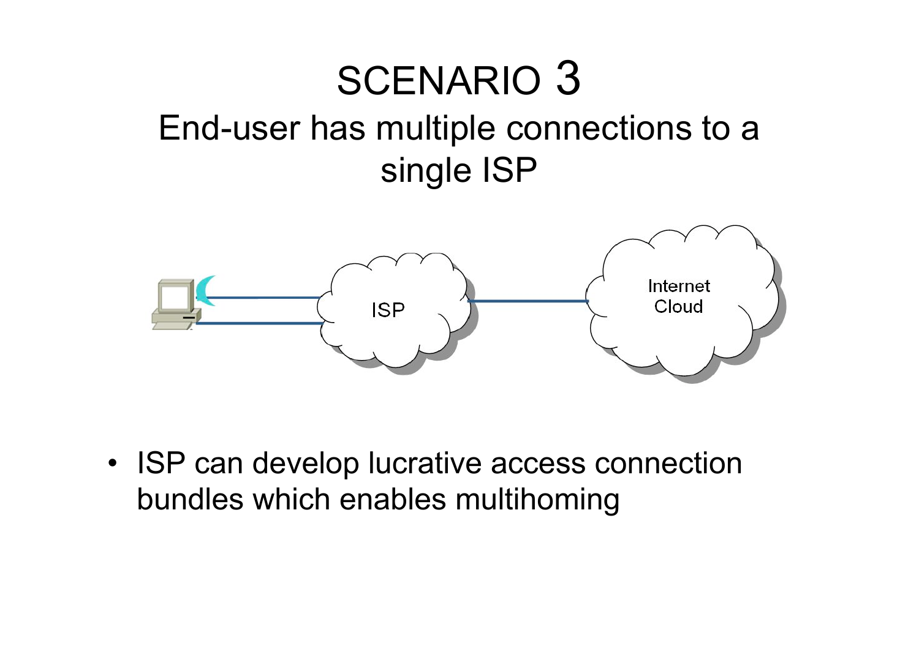# SCENARIO 3

## End-user has multiple connections to a single ISP

- ISP can develop lucrative access connection bundles which enables multihoming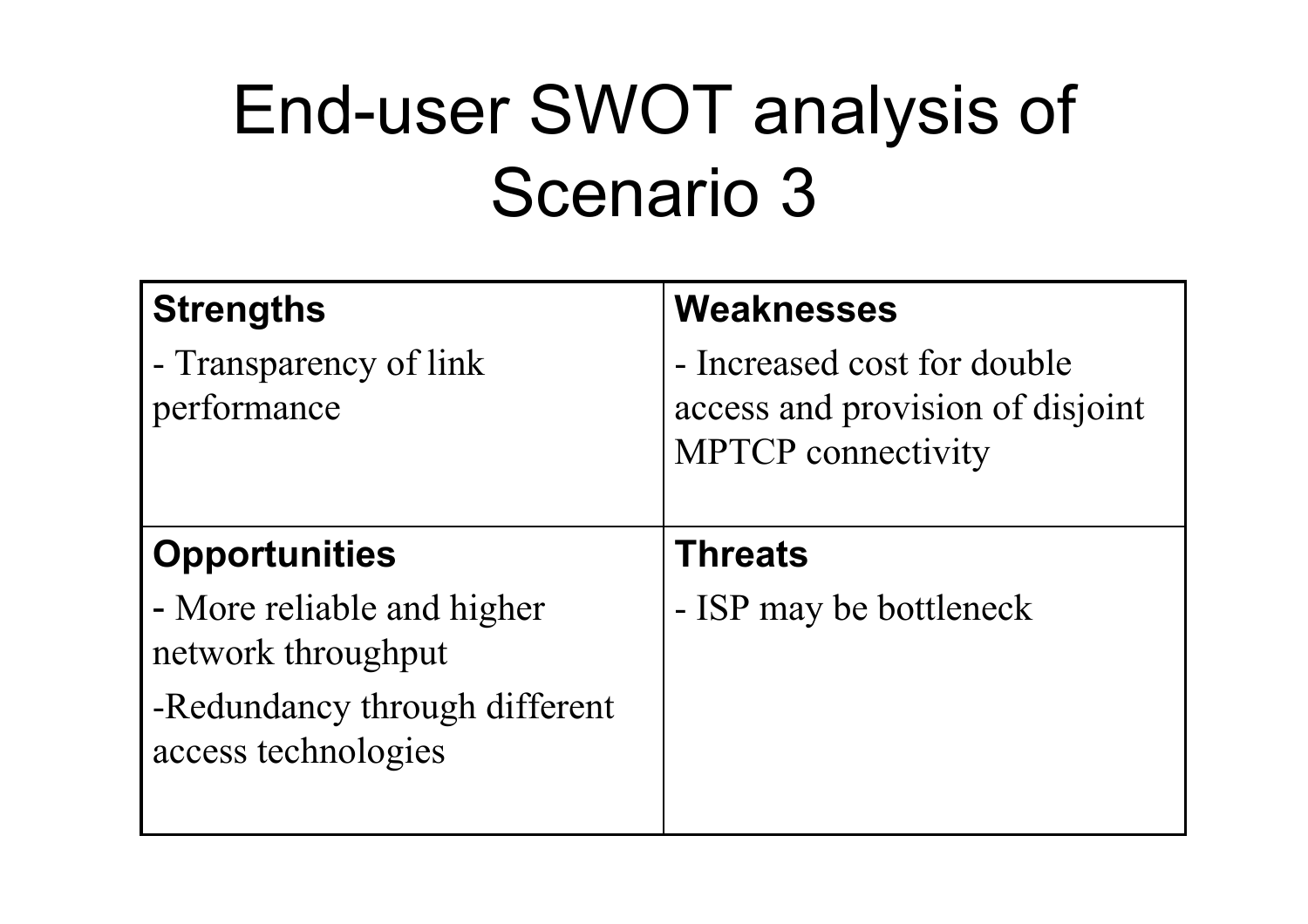# End-user SWOT analysis of Scenario 3

| **Strengths** | **Weaknesses** |
|---|---|
| - Transparency of link performance | - Increased cost for double access and provision of disjoint MPTCP connectivity |
| **Opportunities** | **Threats** |
| - More reliable and higher network throughput<br>-Redundancy through different access technologies | - ISP may be bottleneck |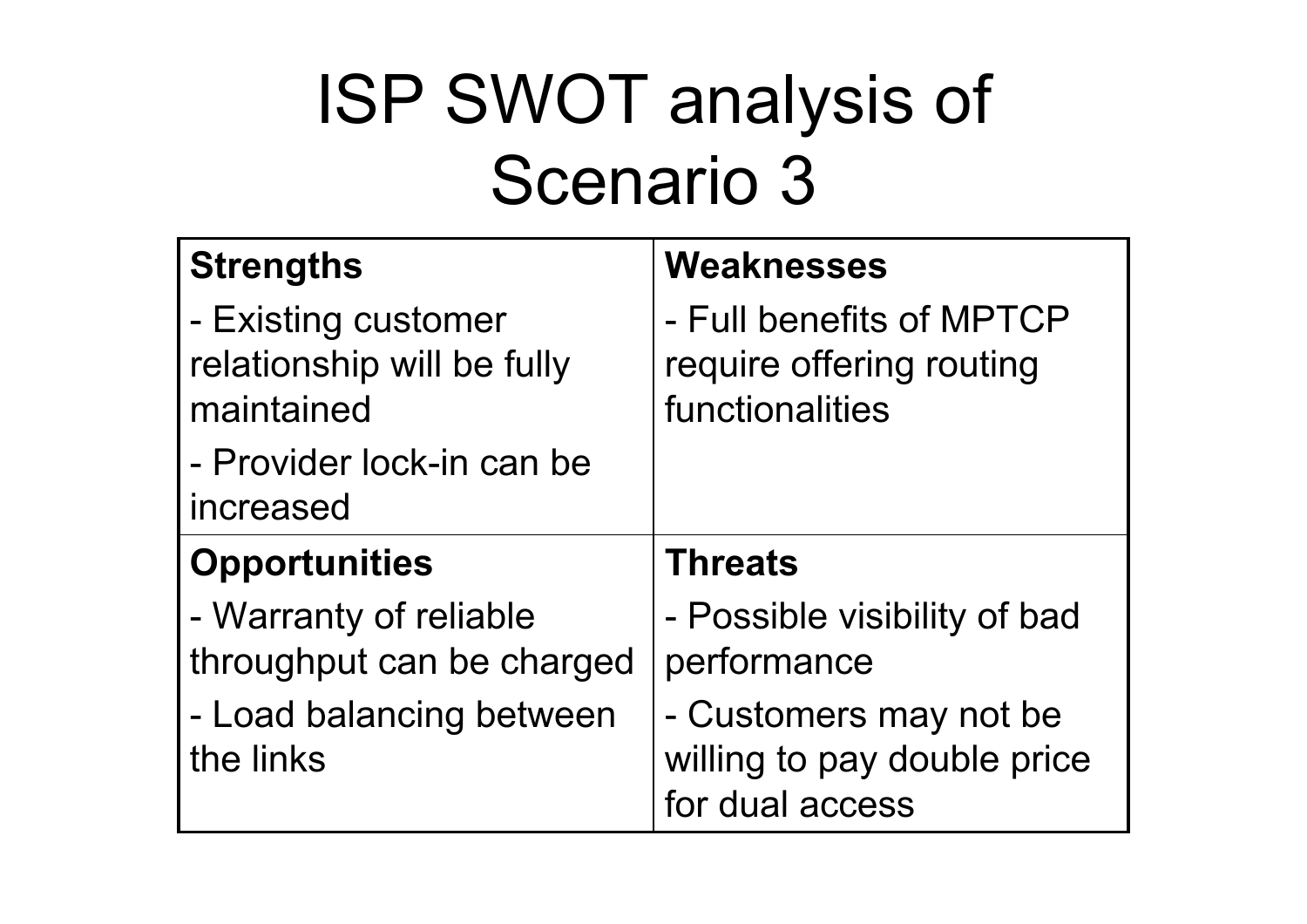# ISP SWOT analysis of Scenario 3

| **Strengths** | **Weaknesses** |
| --- | --- |
| - Existing customer relationship will be fully maintained<br>- Provider lock-in can be increased | - Full benefits of MPTCP require offering routing functionalities |
| **Opportunities** | **Threats** |
| - Warranty of reliable throughput can be charged<br>- Load balancing between the links | - Possible visibility of bad performance<br>- Customers may not be willing to pay double price for dual access |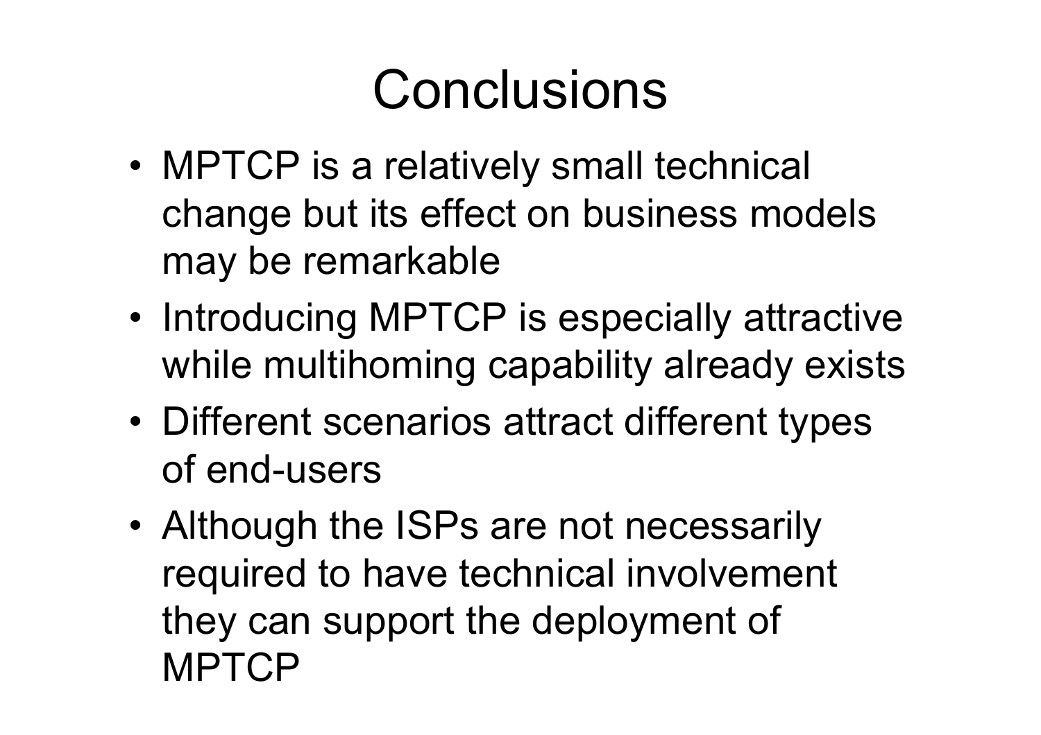# Conclusions

- MPTCP is a relatively small technical change but its effect on business models may be remarkable
- Introducing MPTCP is especially attractive while multihoming capability already exists
- Different scenarios attract different types of end-users
- Although the ISPs are not necessarily required to have technical involvement they can support the deployment of MPTCP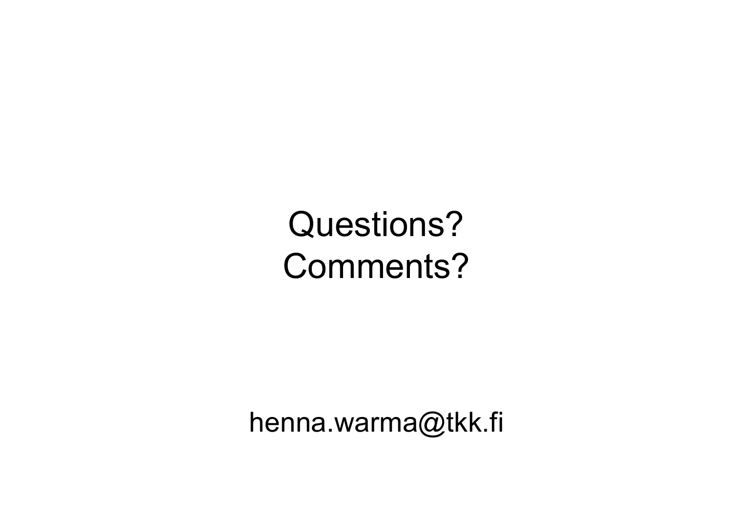Questions?
Comments?

henna.warma@tkk.fi